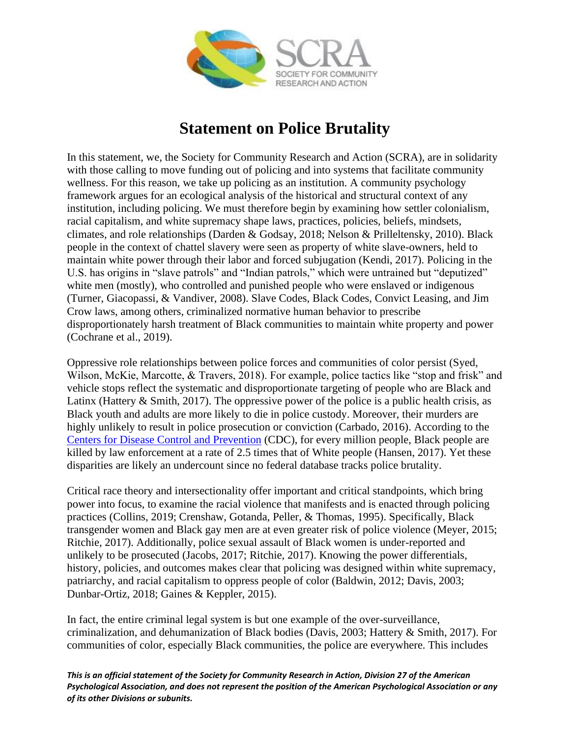# Statement on Police Brutality

In this statement, we, the Society for Community Research and Action (SCRA), are in solidarity with those calling to move funding out of policing and into systems that facilitate community wellness. For this reason, we take up policing as an institution. A community psychology framework argues for an ecological analysis of the historical and structural context of any institution, including policing. We must therefore begin by examining how settler colonialism, racial capitalism, and white supremacy shape laws, practices, policies, beliefs, mindsets, climates, and role relationships (Darden & Godsay, 2018; Nelson & Prilleltensky, 2010). Black people in the context of chattel slavery were seen as property of white slave-owners, held to maintain white power through their labor and forced subjugation (Kendi, 2017). Policing in the U.S. has origins in "slave patrols" and "Indian patrols," which were untrained but "deputized" white men (mostly), who controlled and punished people who were enslaved or indigenous (Turner, Giacopassi, & Vandiver, 2008). Slave Codes, Black Codes, Convict Leasing, and Jim Crow laws, among others, criminalized normative human behavior to prescribe disproportionately harsh treatment of Black communities to maintain white property and power (Cochrane et al., 2019).

Oppressive role relationships between police forces and communities of color persist (Syed, Wilson, McKie, Marcotte, & Travers, 2018). For example, police tactics like "stop and frisk" and vehicle stops reflect the systematic and disproportionate targeting of people who are Black and Latinx (Hattery & Smith, 2017). The oppressive power of the police is a public health crisis, as Black youth and adults are more likely to die in police custody. Moreover, their murders are highly unlikely to result in police prosecution or conviction (Carbado, 2016). According to the Centers for Disease Control and Prevention (CDC), for every million people, Black people are killed by law enforcement at a rate of 2.5 times that of White people (Hansen, 2017). Yet these disparities are likely an undercount since no federal database tracks police brutality.

Critical race theory and intersectionality offer important and critical standpoints, which bring power into focus, to examine the racial violence that manifests and is enacted through policing practices (Collins, 2019; Crenshaw, Gotanda, Peller, & Thomas, 1995). Specifically, Black transgender women and Black gay men are at even greater risk of police violence (Meyer, 2015; Ritchie, 2017). Additionally, police sexual assault of Black women is under-reported and unlikely to be prosecuted (Jacobs, 2017; Ritchie, 2017). Knowing the power differentials, history, policies, and outcomes makes clear that policing was designed within white supremacy, patriarchy, and racial capitalism to oppress people of color (Baldwin, 2012; Davis, 2003; Dunbar-Ortiz, 2018; Gaines & Keppler, 2015).

In fact, the entire criminal legal system is but one example of the over-surveillance, criminalization, and dehumanization of Black bodies (Davis, 2003; Hattery & Smith, 2017). For communities of color, especially Black communities, the police are everywhere. This includes

***This is an official statement of the Society for Community Research in Action, Division 27 of the American Psychological Association, and does not represent the position of the American Psychological Association or any of its other Divisions or subunits.***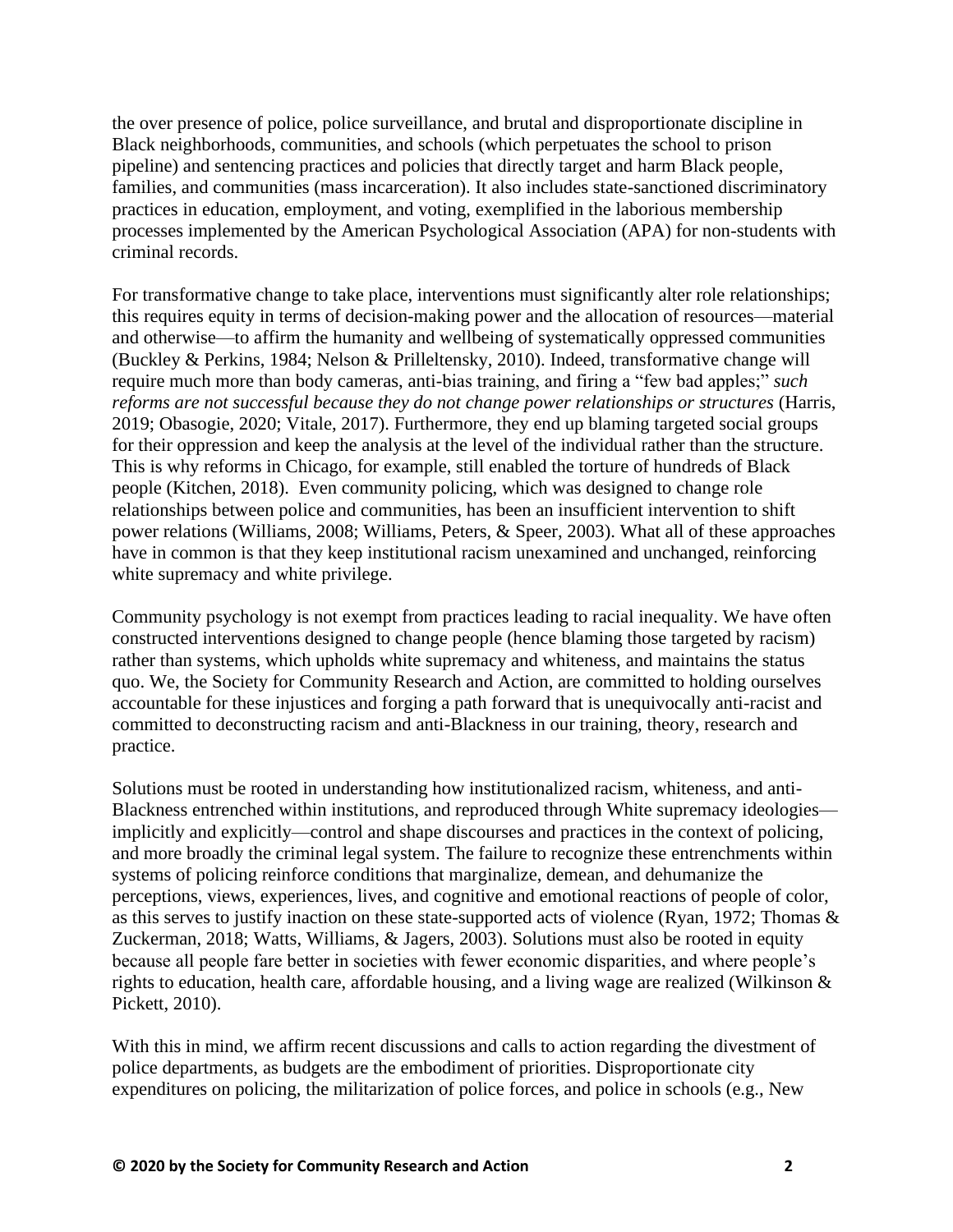the over presence of police, police surveillance, and brutal and disproportionate discipline in Black neighborhoods, communities, and schools (which perpetuates the school to prison pipeline) and sentencing practices and policies that directly target and harm Black people, families, and communities (mass incarceration). It also includes state-sanctioned discriminatory practices in education, employment, and voting, exemplified in the laborious membership processes implemented by the American Psychological Association (APA) for non-students with criminal records.

For transformative change to take place, interventions must significantly alter role relationships; this requires equity in terms of decision-making power and the allocation of resources—material and otherwise—to affirm the humanity and wellbeing of systematically oppressed communities (Buckley & Perkins, 1984; Nelson & Prilleltensky, 2010). Indeed, transformative change will require much more than body cameras, anti-bias training, and firing a "few bad apples;" *such reforms are not successful because they do not change power relationships or structures* (Harris, 2019; Obasogie, 2020; Vitale, 2017). Furthermore, they end up blaming targeted social groups for their oppression and keep the analysis at the level of the individual rather than the structure. This is why reforms in Chicago, for example, still enabled the torture of hundreds of Black people (Kitchen, 2018). Even community policing, which was designed to change role relationships between police and communities, has been an insufficient intervention to shift power relations (Williams, 2008; Williams, Peters, & Speer, 2003). What all of these approaches have in common is that they keep institutional racism unexamined and unchanged, reinforcing white supremacy and white privilege.

Community psychology is not exempt from practices leading to racial inequality. We have often constructed interventions designed to change people (hence blaming those targeted by racism) rather than systems, which upholds white supremacy and whiteness, and maintains the status quo. We, the Society for Community Research and Action, are committed to holding ourselves accountable for these injustices and forging a path forward that is unequivocally anti-racist and committed to deconstructing racism and anti-Blackness in our training, theory, research and practice.

Solutions must be rooted in understanding how institutionalized racism, whiteness, and anti-Blackness entrenched within institutions, and reproduced through White supremacy ideologies—implicitly and explicitly—control and shape discourses and practices in the context of policing, and more broadly the criminal legal system. The failure to recognize these entrenchments within systems of policing reinforce conditions that marginalize, demean, and dehumanize the perceptions, views, experiences, lives, and cognitive and emotional reactions of people of color, as this serves to justify inaction on these state-supported acts of violence (Ryan, 1972; Thomas & Zuckerman, 2018; Watts, Williams, & Jagers, 2003). Solutions must also be rooted in equity because all people fare better in societies with fewer economic disparities, and where people's rights to education, health care, affordable housing, and a living wage are realized (Wilkinson & Pickett, 2010).

With this in mind, we affirm recent discussions and calls to action regarding the divestment of police departments, as budgets are the embodiment of priorities. Disproportionate city expenditures on policing, the militarization of police forces, and police in schools (e.g., New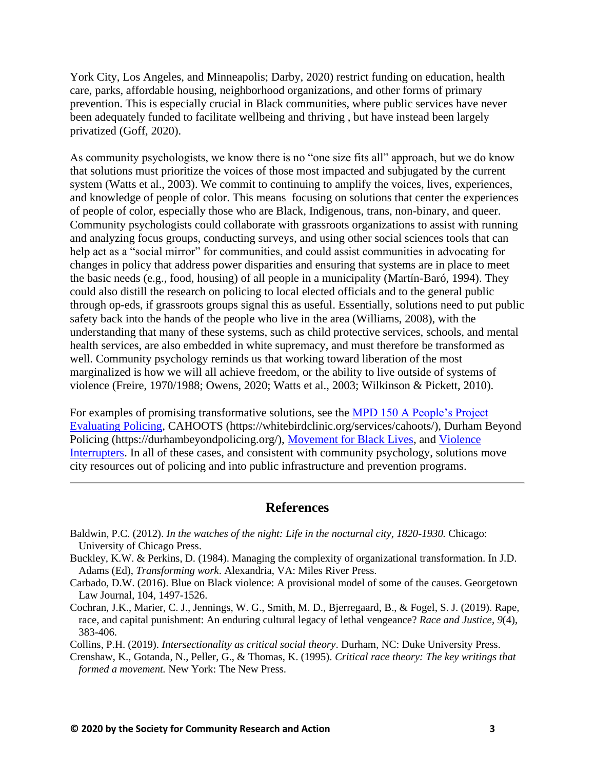York City, Los Angeles, and Minneapolis; Darby, 2020) restrict funding on education, health care, parks, affordable housing, neighborhood organizations, and other forms of primary prevention. This is especially crucial in Black communities, where public services have never been adequately funded to facilitate wellbeing and thriving , but have instead been largely privatized (Goff, 2020).

As community psychologists, we know there is no "one size fits all" approach, but we do know that solutions must prioritize the voices of those most impacted and subjugated by the current system (Watts et al., 2003). We commit to continuing to amplify the voices, lives, experiences, and knowledge of people of color. This means focusing on solutions that center the experiences of people of color, especially those who are Black, Indigenous, trans, non-binary, and queer. Community psychologists could collaborate with grassroots organizations to assist with running and analyzing focus groups, conducting surveys, and using other social sciences tools that can help act as a "social mirror" for communities, and could assist communities in advocating for changes in policy that address power disparities and ensuring that systems are in place to meet the basic needs (e.g., food, housing) of all people in a municipality (Martín-Baró, 1994). They could also distill the research on policing to local elected officials and to the general public through op-eds, if grassroots groups signal this as useful. Essentially, solutions need to put public safety back into the hands of the people who live in the area (Williams, 2008), with the understanding that many of these systems, such as child protective services, schools, and mental health services, are also embedded in white supremacy, and must therefore be transformed as well. Community psychology reminds us that working toward liberation of the most marginalized is how we will all achieve freedom, or the ability to live outside of systems of violence (Freire, 1970/1988; Owens, 2020; Watts et al., 2003; Wilkinson & Pickett, 2010).

For examples of promising transformative solutions, see the MPD 150 A People's Project Evaluating Policing, CAHOOTS (https://whitebirdclinic.org/services/cahoots/), Durham Beyond Policing (https://durhambeyondpolicing.org/), Movement for Black Lives, and Violence Interrupters. In all of these cases, and consistent with community psychology, solutions move city resources out of policing and into public infrastructure and prevention programs.

---

## References

Baldwin, P.C. (2012). *In the watches of the night: Life in the nocturnal city, 1820-1930.* Chicago: University of Chicago Press.

Buckley, K.W. & Perkins, D. (1984). Managing the complexity of organizational transformation. In J.D. Adams (Ed), *Transforming work*. Alexandria, VA: Miles River Press.

Carbado, D.W. (2016). Blue on Black violence: A provisional model of some of the causes. Georgetown Law Journal, 104, 1497-1526.

Cochran, J.K., Marier, C. J., Jennings, W. G., Smith, M. D., Bjerregaard, B., & Fogel, S. J. (2019). Rape, race, and capital punishment: An enduring cultural legacy of lethal vengeance? *Race and Justice*, *9*(4), 383-406.

Collins, P.H. (2019). *Intersectionality as critical social theory*. Durham, NC: Duke University Press.

Crenshaw, K., Gotanda, N., Peller, G., & Thomas, K. (1995). *Critical race theory: The key writings that formed a movement.* New York: The New Press.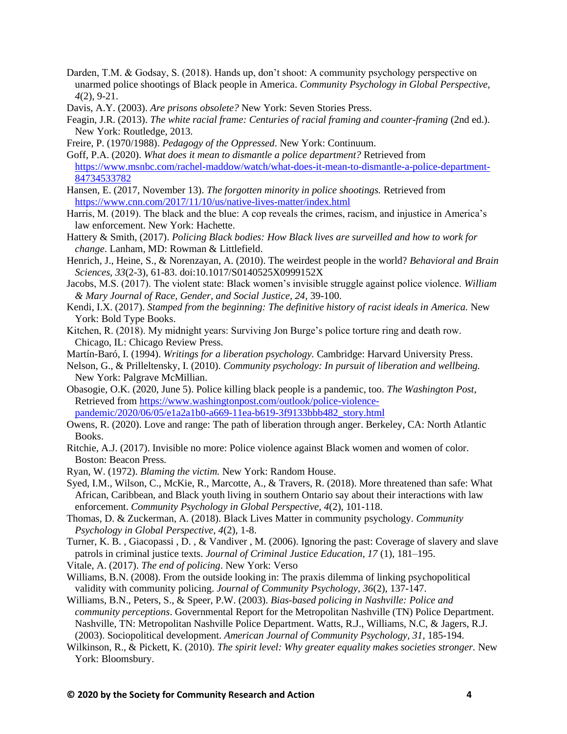Darden, T.M. & Godsay, S. (2018). Hands up, don't shoot: A community psychology perspective on unarmed police shootings of Black people in America. *Community Psychology in Global Perspective, 4*(2), 9-21.

Davis, A.Y. (2003). *Are prisons obsolete?* New York: Seven Stories Press.

Feagin, J.R. (2013). *The white racial frame: Centuries of racial framing and counter-framing* (2nd ed.). New York: Routledge, 2013.

Freire, P. (1970/1988). *Pedagogy of the Oppressed*. New York: Continuum.

Goff, P.A. (2020). *What does it mean to dismantle a police department?* Retrieved from https://www.msnbc.com/rachel-maddow/watch/what-does-it-mean-to-dismantle-a-police-department-84734533782

Hansen, E. (2017, November 13). *The forgotten minority in police shootings.* Retrieved from https://www.cnn.com/2017/11/10/us/native-lives-matter/index.html

Harris, M. (2019). The black and the blue: A cop reveals the crimes, racism, and injustice in America's law enforcement. New York: Hachette.

Hattery & Smith, (2017). *Policing Black bodies: How Black lives are surveilled and how to work for change*. Lanham, MD: Rowman & Littlefield.

Henrich, J., Heine, S., & Norenzayan, A. (2010). The weirdest people in the world? *Behavioral and Brain Sciences, 33*(2-3), 61-83. doi:10.1017/S0140525X0999152X

Jacobs, M.S. (2017). The violent state: Black women's invisible struggle against police violence. *William & Mary Journal of Race, Gender, and Social Justice, 24*, 39-100.

Kendi, I.X. (2017). *Stamped from the beginning: The definitive history of racist ideals in America.* New York: Bold Type Books.

Kitchen, R. (2018). My midnight years: Surviving Jon Burge's police torture ring and death row. Chicago, IL: Chicago Review Press.

Martín-Baró, I. (1994). *Writings for a liberation psychology.* Cambridge: Harvard University Press.

Nelson, G., & Prilleltensky, I. (2010). *Community psychology: In pursuit of liberation and wellbeing.* New York: Palgrave McMillian.

Obasogie, O.K. (2020, June 5). Police killing black people is a pandemic, too. *The Washington Post*, Retrieved from https://www.washingtonpost.com/outlook/police-violence-pandemic/2020/06/05/e1a2a1b0-a669-11ea-b619-3f9133bbb482_story.html

Owens, R. (2020). Love and range: The path of liberation through anger. Berkeley, CA: North Atlantic Books.

Ritchie, A.J. (2017). Invisible no more: Police violence against Black women and women of color. Boston: Beacon Press.

Ryan, W. (1972). *Blaming the victim.* New York: Random House.

Syed, I.M., Wilson, C., McKie, R., Marcotte, A., & Travers, R. (2018). More threatened than safe: What African, Caribbean, and Black youth living in southern Ontario say about their interactions with law enforcement. *Community Psychology in Global Perspective, 4*(2), 101-118.

Thomas, D. & Zuckerman, A. (2018). Black Lives Matter in community psychology. *Community Psychology in Global Perspective, 4*(2), 1-8.

Turner, K. B. , Giacopassi , D. , & Vandiver , M. (2006). Ignoring the past: Coverage of slavery and slave patrols in criminal justice texts. *Journal of Criminal Justice Education, 17* (1), 181–195.

Vitale, A. (2017). *The end of policing*. New York: Verso

Williams, B.N. (2008). From the outside looking in: The praxis dilemma of linking psychopolitical validity with community policing. *Journal of Community Psychology, 36*(2), 137-147.

Williams, B.N., Peters, S., & Speer, P.W. (2003). *Bias-based policing in Nashville: Police and community perceptions*. Governmental Report for the Metropolitan Nashville (TN) Police Department. Nashville, TN: Metropolitan Nashville Police Department. Watts, R.J., Williams, N.C, & Jagers, R.J. (2003). Sociopolitical development. *American Journal of Community Psychology, 31*, 185-194.

Wilkinson, R., & Pickett, K. (2010). *The spirit level: Why greater equality makes societies stronger.* New York: Bloomsbury.

**© 2020 by the Society for Community Research and Action**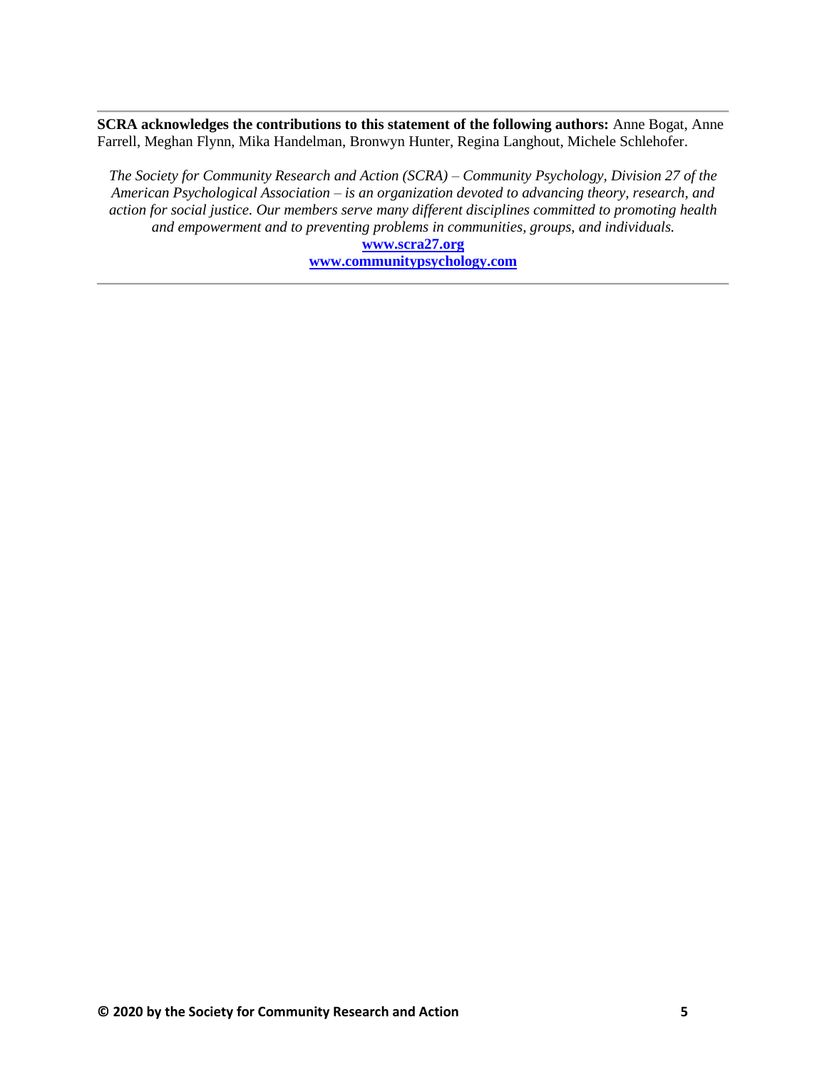---

**SCRA acknowledges the contributions to this statement of the following authors:** Anne Bogat, Anne Farrell, Meghan Flynn, Mika Handelman, Bronwyn Hunter, Regina Langhout, Michele Schlehofer.

*The Society for Community Research and Action (SCRA) – Community Psychology, Division 27 of the American Psychological Association – is an organization devoted to advancing theory, research, and action for social justice. Our members serve many different disciplines committed to promoting health and empowerment and to preventing problems in communities, groups, and individuals.*

**www.scra27.org**

**www.communitypsychology.com**

---

**© 2020 by the Society for Community Research and Action**